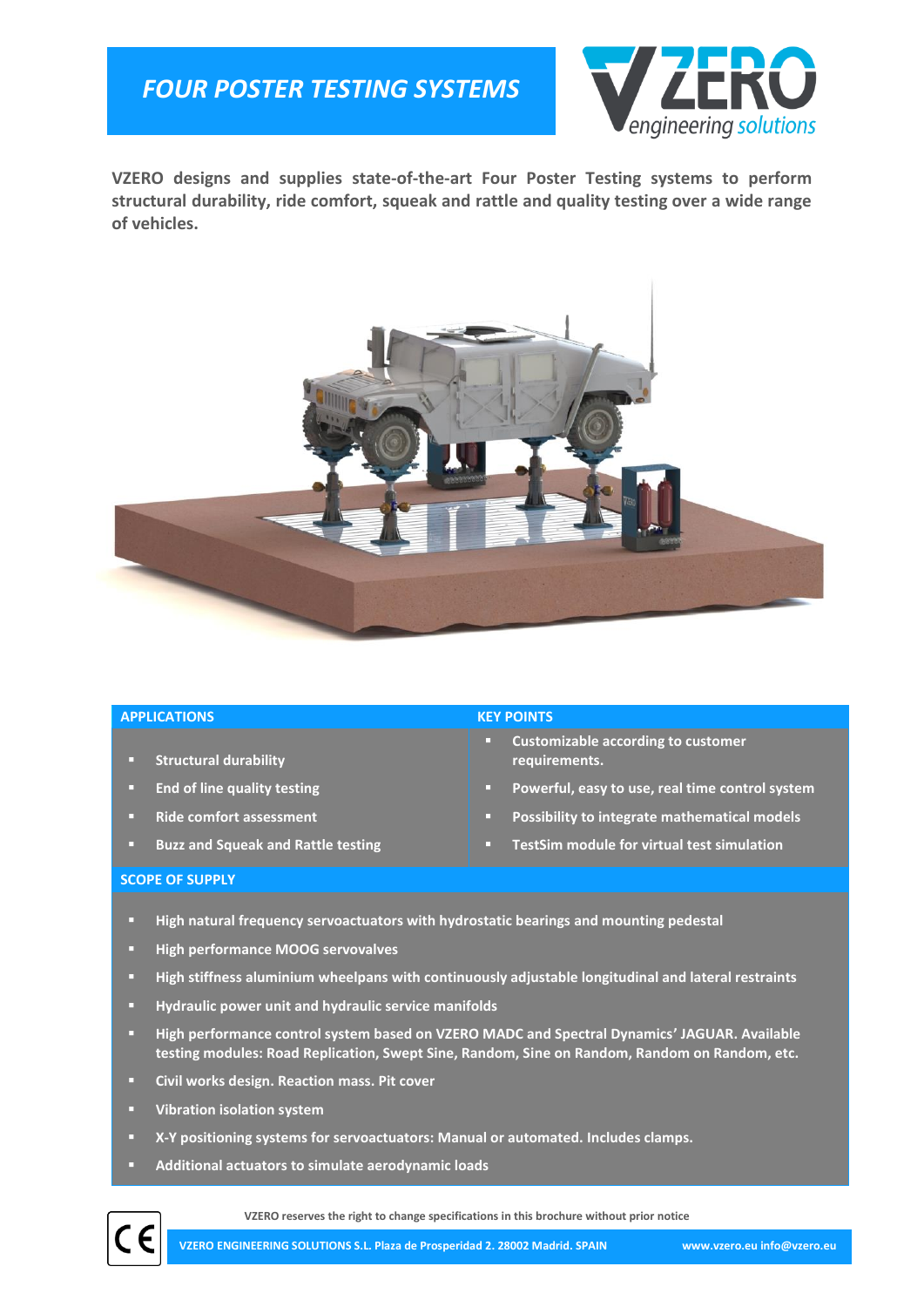# FOUR POSTER TESTING SYSTEMS

**VZERO designs and supplies state-of-the-art Four Poster Testing systems to perform structural durability, ride comfort, squeak and rattle and quality testing over a wide range of vehicles.**

## APPLICATIONS

- Structural durability
- End of line quality testing
- Ride comfort assessment
- Buzz and Squeak and Rattle testing

## KEY POINTS

- Customizable according to customer requirements.
- Powerful, easy to use, real time control system
- Possibility to integrate mathematical models
- TestSim module for virtual test simulation

## SCOPE OF SUPPLY

- High natural frequency servoactuators with hydrostatic bearings and mounting pedestal
- High performance MOOG servovalves
- High stiffness aluminium wheelpans with continuously adjustable longitudinal and lateral restraints
- Hydraulic power unit and hydraulic service manifolds
- High performance control system based on VZERO MADC and Spectral Dynamics' JAGUAR. Available testing modules: Road Replication, Swept Sine, Random, Sine on Random, Random on Random, etc.
- Civil works design. Reaction mass. Pit cover
- Vibration isolation system
- X-Y positioning systems for servoactuators: Manual or automated. Includes clamps.
- Additional actuators to simulate aerodynamic loads

VZERO reserves the right to change specifications in this brochure without prior notice

VZERO ENGINEERING SOLUTIONS S.L. Plaza de Prosperidad 2. 28002 Madrid. SPAIN www.vzero.eu info@vzero.eu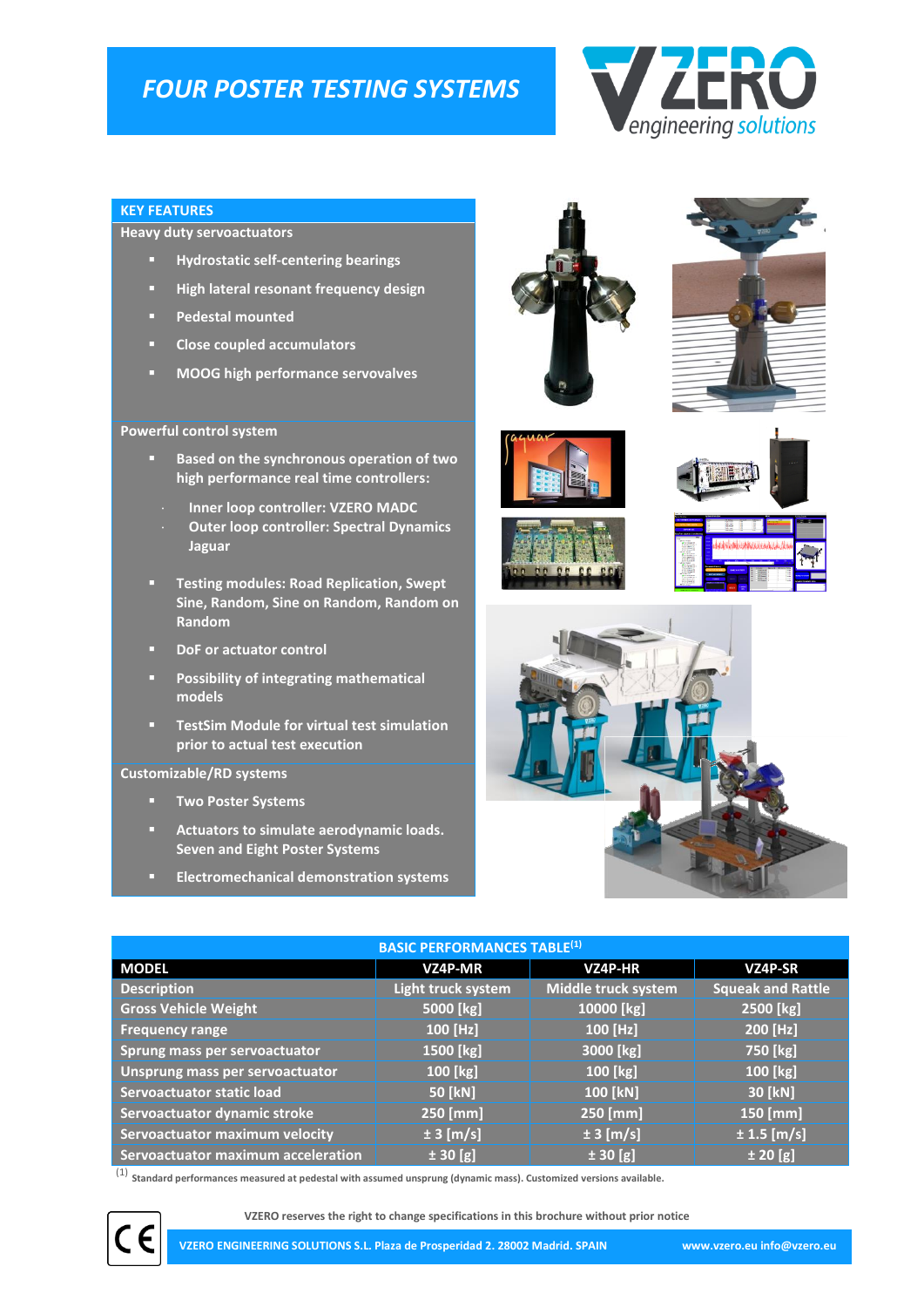# FOUR POSTER TESTING SYSTEMS

VZERO engineering solutions

## KEY FEATURES

**Heavy duty servoactuators**

- Hydrostatic self-centering bearings
- High lateral resonant frequency design
- Pedestal mounted
- Close coupled accumulators
- MOOG high performance servovalves

**Powerful control system**

- Based on the synchronous operation of two high performance real time controllers:
  - Inner loop controller: VZERO MADC
  - Outer loop controller: Spectral Dynamics Jaguar
- Testing modules: Road Replication, Swept Sine, Random, Sine on Random, Random on Random
- DoF or actuator control
- Possibility of integrating mathematical models
- TestSim Module for virtual test simulation prior to actual test execution

**Customizable/RD systems**

- Two Poster Systems
- Actuators to simulate aerodynamic loads. Seven and Eight Poster Systems
- Electromechanical demonstration systems

## BASIC PERFORMANCES TABLE[1]

| MODEL | VZ4P-MR | VZ4P-HR | VZ4P-SR |
|---|---|---|---|
| Description | Light truck system | Middle truck system | Squeak and Rattle |
| Gross Vehicle Weight | 5000 [kg] | 10000 [kg] | 2500 [kg] |
| Frequency range | 100 [Hz] | 100 [Hz] | 200 [Hz] |
| Sprung mass per servoactuator | 1500 [kg] | 3000 [kg] | 750 [kg] |
| Unsprung mass per servoactuator | 100 [kg] | 100 [kg] | 100 [kg] |
| Servoactuator static load | 50 [kN] | 100 [kN] | 30 [kN] |
| Servoactuator dynamic stroke | 250 [mm] | 250 [mm] | 150 [mm] |
| Servoactuator maximum velocity | ± 3 [m/s] | ± 3 [m/s] | ± 1.5 [m/s] |
| Servoactuator maximum acceleration | ± 30 [g] | ± 30 [g] | ± 20 [g] |

(1) Standard performances measured at pedestal with assumed unsprung (dynamic mass). Customized versions available.

VZERO reserves the right to change specifications in this brochure without prior notice

CE

VZERO ENGINEERING SOLUTIONS S.L. Plaza de Prosperidad 2. 28002 Madrid. SPAIN www.vzero.eu info@vzero.eu